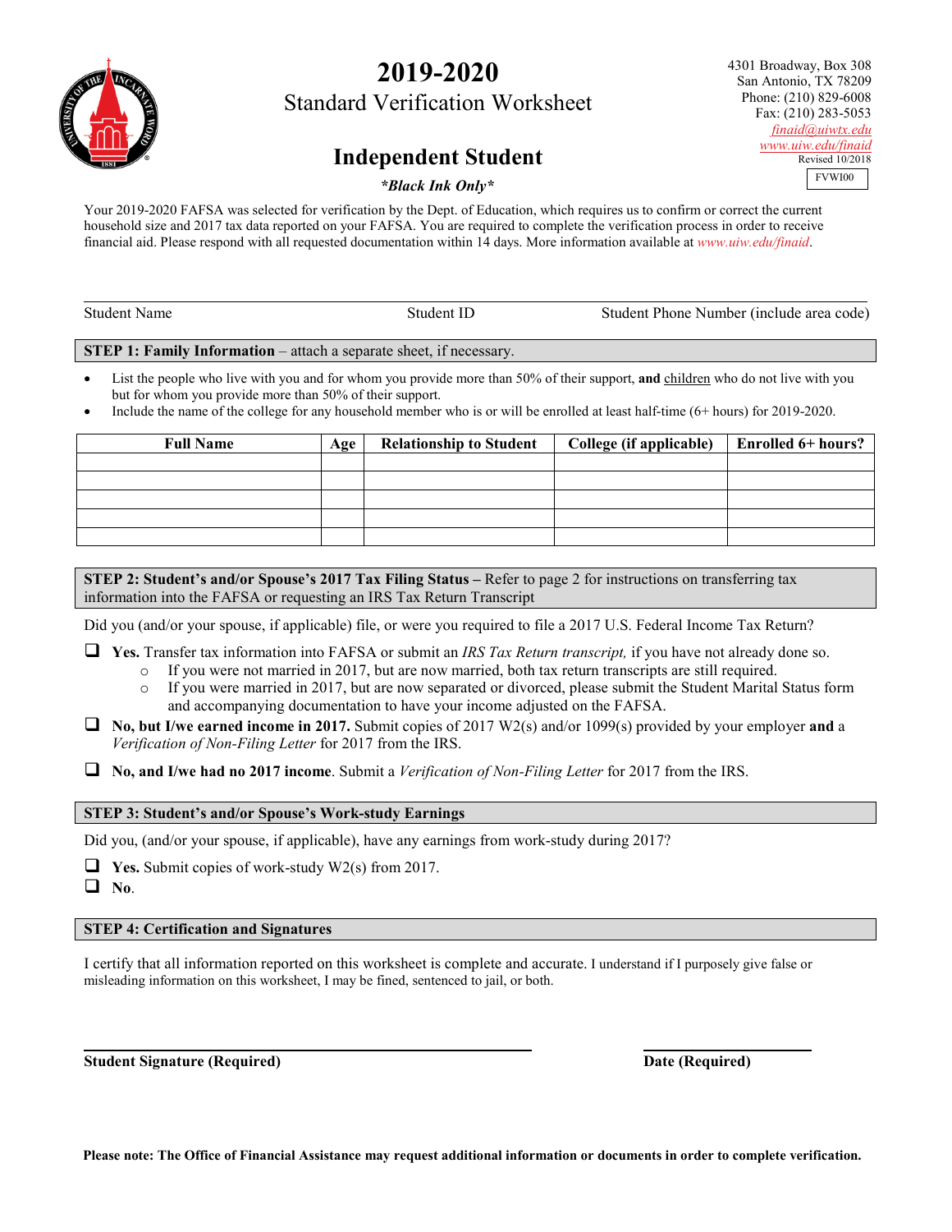# 2019-2020

## Standard Verification Worksheet

## Independent Student

***Black Ink Only***

4301 Broadway, Box 308
San Antonio, TX 78209
Phone: (210) 829-6008
Fax: (210) 283-5053
finaid@uiwtx.edu
www.uiw.edu/finaid
Revised 10/2018

FVWI00

Your 2019-2020 FAFSA was selected for verification by the Dept. of Education, which requires us to confirm or correct the current household size and 2017 tax data reported on your FAFSA. You are required to complete the verification process in order to receive financial aid. Please respond with all requested documentation within 14 days. More information available at www.uiw.edu/finaid.

Student Name　　　　Student ID　　　　Student Phone Number (include area code)

**STEP 1: Family Information** – attach a separate sheet, if necessary.

- List the people who live with you and for whom you provide more than 50% of their support, **and** children who do not live with you but for whom you provide more than 50% of their support.
- Include the name of the college for any household member who is or will be enrolled at least half-time (6+ hours) for 2019-2020.

| Full Name | Age | Relationship to Student | College (if applicable) | Enrolled 6+ hours? |
| --- | --- | --- | --- | --- |
| | | | | |
| | | | | |
| | | | | |
| | | | | |
| | | | | |

**STEP 2: Student's and/or Spouse's 2017 Tax Filing Status** – Refer to page 2 for instructions on transferring tax information into the FAFSA or requesting an IRS Tax Return Transcript

Did you (and/or your spouse, if applicable) file, or were you required to file a 2017 U.S. Federal Income Tax Return?

- ☐ **Yes.** Transfer tax information into FAFSA or submit an *IRS Tax Return transcript,* if you have not already done so.
  - If you were not married in 2017, but are now married, both tax return transcripts are still required.
  - If you were married in 2017, but are now separated or divorced, please submit the Student Marital Status form and accompanying documentation to have your income adjusted on the FAFSA.
- ☐ **No, but I/we earned income in 2017.** Submit copies of 2017 W2(s) and/or 1099(s) provided by your employer **and** a *Verification of Non-Filing Letter* for 2017 from the IRS.
- ☐ **No, and I/we had no 2017 income**. Submit a *Verification of Non-Filing Letter* for 2017 from the IRS.

**STEP 3: Student's and/or Spouse's Work-study Earnings**

Did you, (and/or your spouse, if applicable), have any earnings from work-study during 2017?

- ☐ **Yes.** Submit copies of work-study W2(s) from 2017.
- ☐ **No**.

**STEP 4: Certification and Signatures**

I certify that all information reported on this worksheet is complete and accurate. I understand if I purposely give false or misleading information on this worksheet, I may be fined, sentenced to jail, or both.

**Student Signature (Required)**　　　　**Date (Required)**

**Please note: The Office of Financial Assistance may request additional information or documents in order to complete verification.**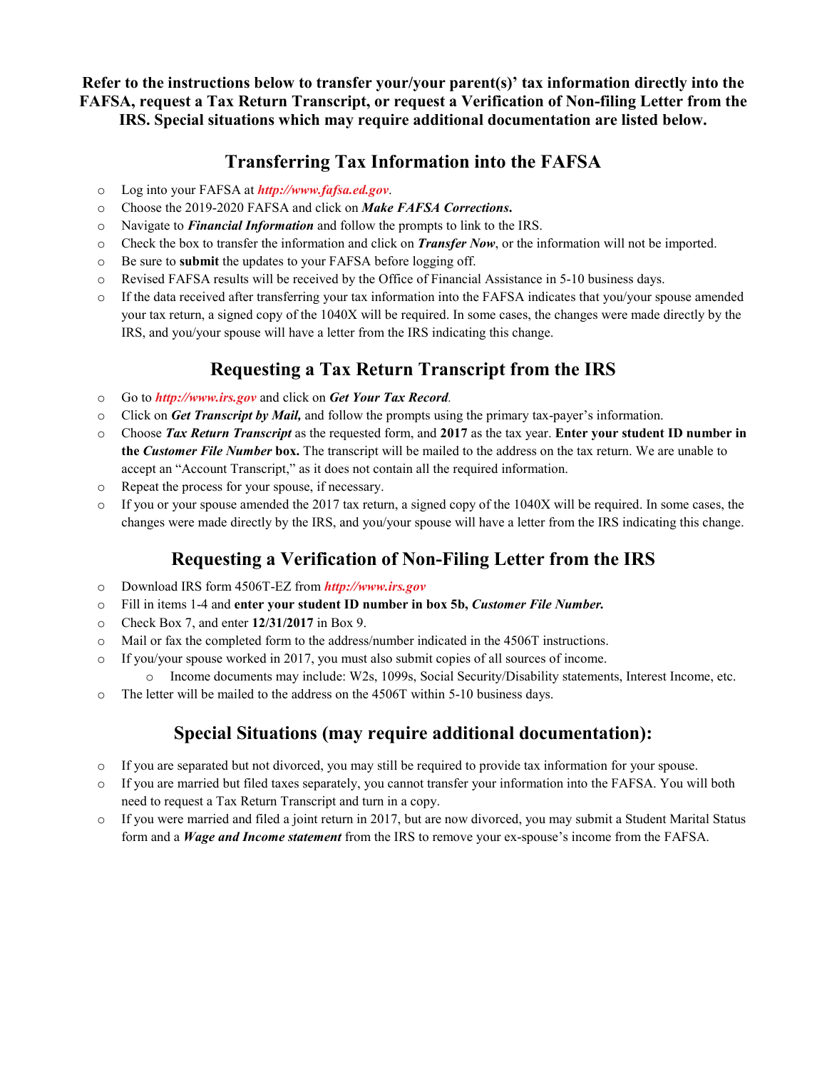**Refer to the instructions below to transfer your/your parent(s)' tax information directly into the FAFSA, request a Tax Return Transcript, or request a Verification of Non-filing Letter from the IRS. Special situations which may require additional documentation are listed below.**

## Transferring Tax Information into the FAFSA

- Log into your FAFSA at ***http://www.fafsa.ed.gov***.
- Choose the 2019-2020 FAFSA and click on ***Make FAFSA Corrections.***
- Navigate to ***Financial Information*** and follow the prompts to link to the IRS.
- Check the box to transfer the information and click on ***Transfer Now***, or the information will not be imported.
- Be sure to **submit** the updates to your FAFSA before logging off.
- Revised FAFSA results will be received by the Office of Financial Assistance in 5-10 business days.
- If the data received after transferring your tax information into the FAFSA indicates that you/your spouse amended your tax return, a signed copy of the 1040X will be required. In some cases, the changes were made directly by the IRS, and you/your spouse will have a letter from the IRS indicating this change.

## Requesting a Tax Return Transcript from the IRS

- Go to ***http://www.irs.gov*** and click on ***Get Your Tax Record***.
- Click on ***Get Transcript by Mail,*** and follow the prompts using the primary tax-payer's information.
- Choose ***Tax Return Transcript*** as the requested form, and **2017** as the tax year. **Enter your student ID number in the *Customer File Number* box.** The transcript will be mailed to the address on the tax return. We are unable to accept an "Account Transcript," as it does not contain all the required information.
- Repeat the process for your spouse, if necessary.
- If you or your spouse amended the 2017 tax return, a signed copy of the 1040X will be required. In some cases, the changes were made directly by the IRS, and you/your spouse will have a letter from the IRS indicating this change.

## Requesting a Verification of Non-Filing Letter from the IRS

- Download IRS form 4506T-EZ from ***http://www.irs.gov***
- Fill in items 1-4 and **enter your student ID number in box 5b, *Customer File Number.***
- Check Box 7, and enter **12/31/2017** in Box 9.
- Mail or fax the completed form to the address/number indicated in the 4506T instructions.
- If you/your spouse worked in 2017, you must also submit copies of all sources of income.
  - Income documents may include: W2s, 1099s, Social Security/Disability statements, Interest Income, etc.
- The letter will be mailed to the address on the 4506T within 5-10 business days.

## Special Situations (may require additional documentation):

- If you are separated but not divorced, you may still be required to provide tax information for your spouse.
- If you are married but filed taxes separately, you cannot transfer your information into the FAFSA. You will both need to request a Tax Return Transcript and turn in a copy.
- If you were married and filed a joint return in 2017, but are now divorced, you may submit a Student Marital Status form and a ***Wage and Income statement*** from the IRS to remove your ex-spouse's income from the FAFSA.